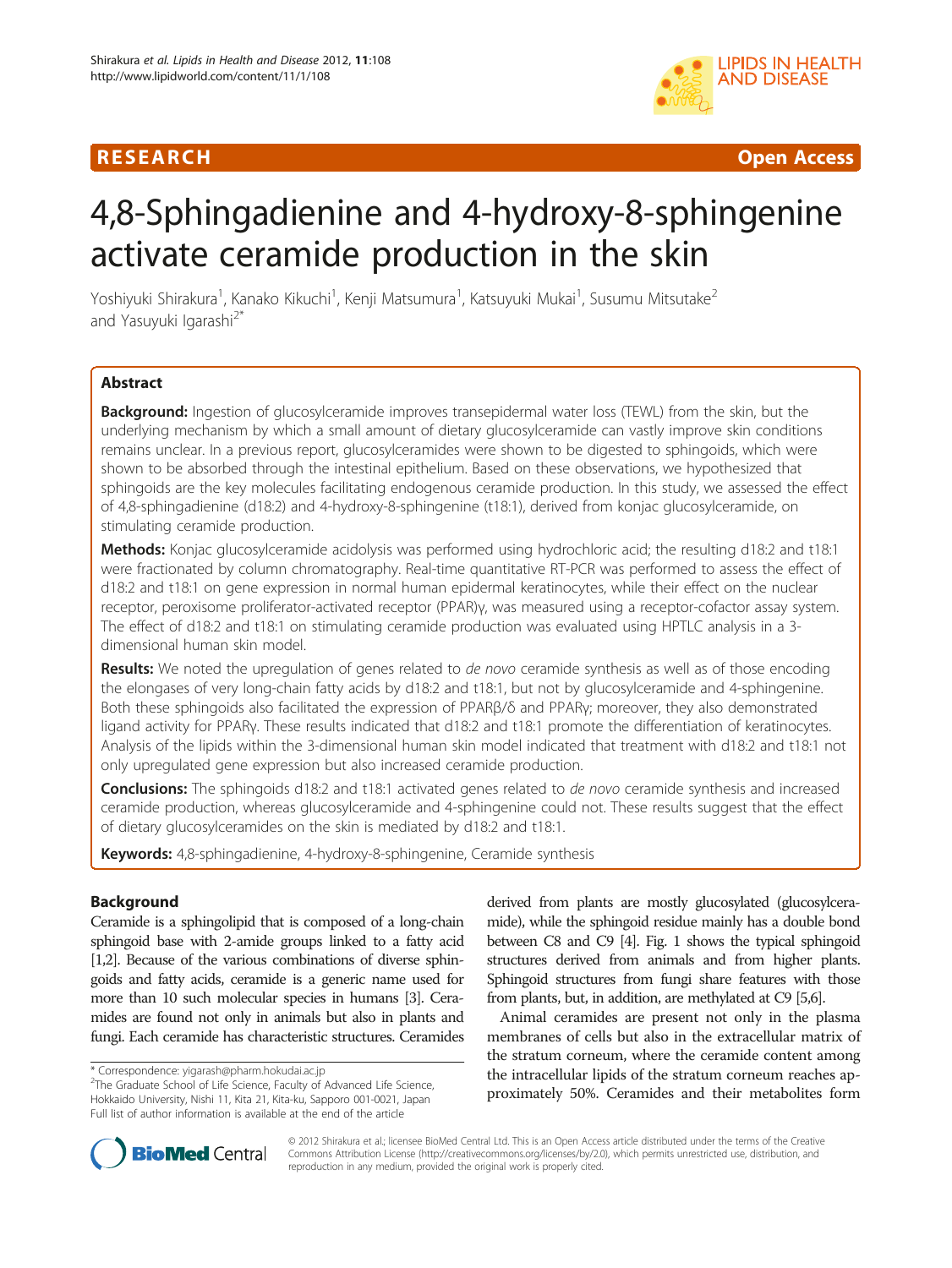RESEARCH Open Access

# 4,8-Sphingadienine and 4-hydroxy-8-sphingenine activate ceramide production in the skin

Yoshiyuki Shirakura[1], Kanako Kikuchi[1], Kenji Matsumura[1], Katsuyuki Mukai[1], Susumu Mitsutake[2] and Yasuyuki Igarashi[2*]

## Abstract

**Background:** Ingestion of glucosylceramide improves transepidermal water loss (TEWL) from the skin, but the underlying mechanism by which a small amount of dietary glucosylceramide can vastly improve skin conditions remains unclear. In a previous report, glucosylceramides were shown to be digested to sphingoids, which were shown to be absorbed through the intestinal epithelium. Based on these observations, we hypothesized that sphingoids are the key molecules facilitating endogenous ceramide production. In this study, we assessed the effect of 4,8-sphingadienine (d18:2) and 4-hydroxy-8-sphingenine (t18:1), derived from konjac glucosylceramide, on stimulating ceramide production.

**Methods:** Konjac glucosylceramide acidolysis was performed using hydrochloric acid; the resulting d18:2 and t18:1 were fractionated by column chromatography. Real-time quantitative RT-PCR was performed to assess the effect of d18:2 and t18:1 on gene expression in normal human epidermal keratinocytes, while their effect on the nuclear receptor, peroxisome proliferator-activated receptor (PPAR)γ, was measured using a receptor-cofactor assay system. The effect of d18:2 and t18:1 on stimulating ceramide production was evaluated using HPTLC analysis in a 3-dimensional human skin model.

**Results:** We noted the upregulation of genes related to *de novo* ceramide synthesis as well as of those encoding the elongases of very long-chain fatty acids by d18:2 and t18:1, but not by glucosylceramide and 4-sphingenine. Both these sphingoids also facilitated the expression of PPARβ/δ and PPARγ; moreover, they also demonstrated ligand activity for PPARγ. These results indicated that d18:2 and t18:1 promote the differentiation of keratinocytes. Analysis of the lipids within the 3-dimensional human skin model indicated that treatment with d18:2 and t18:1 not only upregulated gene expression but also increased ceramide production.

**Conclusions:** The sphingoids d18:2 and t18:1 activated genes related to *de novo* ceramide synthesis and increased ceramide production, whereas glucosylceramide and 4-sphingenine could not. These results suggest that the effect of dietary glucosylceramides on the skin is mediated by d18:2 and t18:1.

**Keywords:** 4,8-sphingadienine, 4-hydroxy-8-sphingenine, Ceramide synthesis

## Background

Ceramide is a sphingolipid that is composed of a long-chain sphingoid base with 2-amide groups linked to a fatty acid [1,2]. Because of the various combinations of diverse sphingoids and fatty acids, ceramide is a generic name used for more than 10 such molecular species in humans [3]. Ceramides are found not only in animals but also in plants and fungi. Each ceramide has characteristic structures. Ceramides derived from plants are mostly glucosylated (glucosylceramide), while the sphingoid residue mainly has a double bond between C8 and C9 [4]. Fig. 1 shows the typical sphingoid structures derived from animals and from higher plants. Sphingoid structures from fungi share features with those from plants, but, in addition, are methylated at C9 [5,6].

Animal ceramides are present not only in the plasma membranes of cells but also in the extracellular matrix of the stratum corneum, where the ceramide content among the intracellular lipids of the stratum corneum reaches approximately 50%. Ceramides and their metabolites form

\* Correspondence: yigarash@pharm.hokudai.ac.jp
[2]The Graduate School of Life Science, Faculty of Advanced Life Science, Hokkaido University, Nishi 11, Kita 21, Kita-ku, Sapporo 001-0021, Japan
Full list of author information is available at the end of the article

© 2012 Shirakura et al.; licensee BioMed Central Ltd. This is an Open Access article distributed under the terms of the Creative Commons Attribution License (http://creativecommons.org/licenses/by/2.0), which permits unrestricted use, distribution, and reproduction in any medium, provided the original work is properly cited.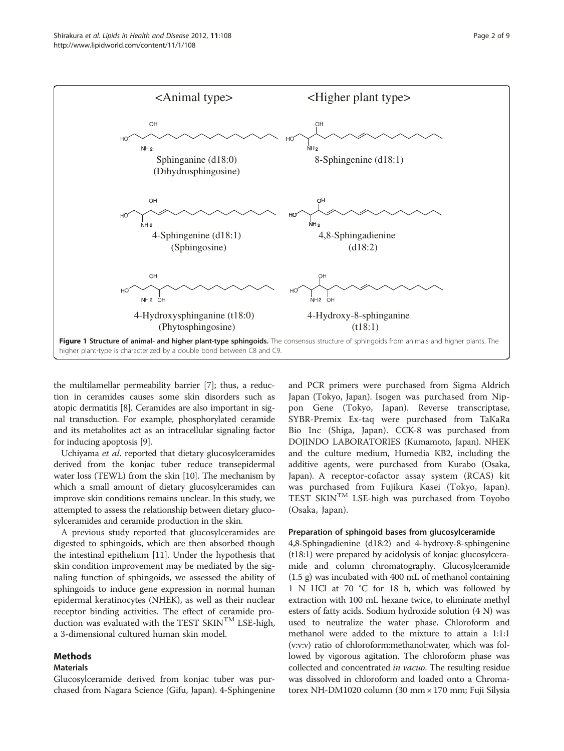**Figure 1 Structure of animal- and higher plant-type sphingoids.** The consensus structure of sphingoids from animals and higher plants. The higher plant-type is characterized by a double bond between C8 and C9.

the multilamellar permeability barrier [7]; thus, a reduction in ceramides causes some skin disorders such as atopic dermatitis [8]. Ceramides are also important in signal transduction. For example, phosphorylated ceramide and its metabolites act as an intracellular signaling factor for inducing apoptosis [9].

Uchiyama *et al*. reported that dietary glucosylceramides derived from the konjac tuber reduce transepidermal water loss (TEWL) from the skin [10]. The mechanism by which a small amount of dietary glucosylceramides can improve skin conditions remains unclear. In this study, we attempted to assess the relationship between dietary glucosylceramides and ceramide production in the skin.

A previous study reported that glucosylceramides are digested to sphingoids, which are then absorbed though the intestinal epithelium [11]. Under the hypothesis that skin condition improvement may be mediated by the signaling function of sphingoids, we assessed the ability of sphingoids to induce gene expression in normal human epidermal keratinocytes (NHEK), as well as their nuclear receptor binding activities. The effect of ceramide production was evaluated with the TEST SKIN™ LSE-high, a 3-dimensional cultured human skin model.

## Methods

### Materials

Glucosylceramide derived from konjac tuber was purchased from Nagara Science (Gifu, Japan). 4-Sphingenine and PCR primers were purchased from Sigma Aldrich Japan (Tokyo, Japan). Isogen was purchased from Nippon Gene (Tokyo, Japan). Reverse transcriptase, SYBR-Premix Ex-taq were purchased from TaKaRa Bio Inc (Shiga, Japan). CCK-8 was purchased from DOJINDO LABORATORIES (Kumamoto, Japan). NHEK and the culture medium, Humedia KB2, including the additive agents, were purchased from Kurabo (Osaka, Japan). A receptor-cofactor assay system (RCAS) kit was purchased from Fujikura Kasei (Tokyo, Japan). TEST SKIN™ LSE-high was purchased from Toyobo (Osaka, Japan).

### Preparation of sphingoid bases from glucosylceramide

4,8-Sphingadienine (d18:2) and 4-hydroxy-8-sphingenine (t18:1) were prepared by acidolysis of konjac glucosylceramide and column chromatography. Glucosylceramide (1.5 g) was incubated with 400 mL of methanol containing 1 N HCl at 70 °C for 18 h, which was followed by extraction with 100 mL hexane twice, to eliminate methyl esters of fatty acids. Sodium hydroxide solution (4 N) was used to neutralize the water phase. Chloroform and methanol were added to the mixture to attain a 1:1:1 (v:v:v) ratio of chloroform:methanol:water, which was followed by vigorous agitation. The chloroform phase was collected and concentrated *in vacuo*. The resulting residue was dissolved in chloroform and loaded onto a Chromatorex NH-DM1020 column (30 mm × 170 mm; Fuji Silysia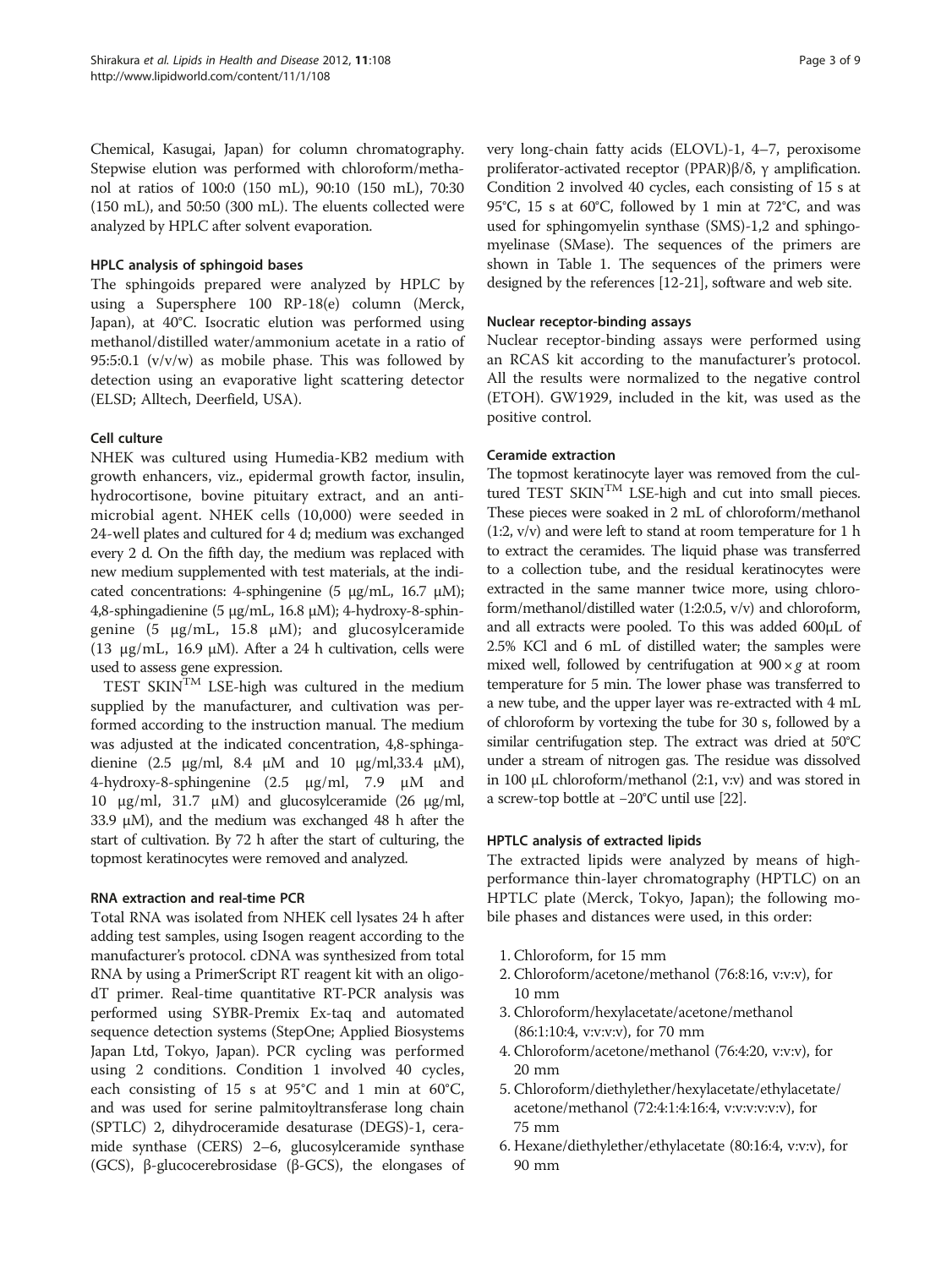Chemical, Kasugai, Japan) for column chromatography. Stepwise elution was performed with chloroform/methanol at ratios of 100:0 (150 mL), 90:10 (150 mL), 70:30 (150 mL), and 50:50 (300 mL). The eluents collected were analyzed by HPLC after solvent evaporation.

### HPLC analysis of sphingoid bases

The sphingoids prepared were analyzed by HPLC by using a Supersphere 100 RP-18(e) column (Merck, Japan), at 40°C. Isocratic elution was performed using methanol/distilled water/ammonium acetate in a ratio of 95:5:0.1 (v/v/w) as mobile phase. This was followed by detection using an evaporative light scattering detector (ELSD; Alltech, Deerfield, USA).

### Cell culture

NHEK was cultured using Humedia-KB2 medium with growth enhancers, viz., epidermal growth factor, insulin, hydrocortisone, bovine pituitary extract, and an antimicrobial agent. NHEK cells (10,000) were seeded in 24-well plates and cultured for 4 d; medium was exchanged every 2 d. On the fifth day, the medium was replaced with new medium supplemented with test materials, at the indicated concentrations: 4-sphingenine (5 μg/mL, 16.7 μM); 4,8-sphingadienine (5 μg/mL, 16.8 μM); 4-hydroxy-8-sphingenine (5 μg/mL, 15.8 μM); and glucosylceramide (13 μg/mL, 16.9 μM). After a 24 h cultivation, cells were used to assess gene expression.

TEST SKIN$^{TM}$ LSE-high was cultured in the medium supplied by the manufacturer, and cultivation was performed according to the instruction manual. The medium was adjusted at the indicated concentration, 4,8-sphingadienine (2.5 μg/ml, 8.4 μM and 10 μg/ml,33.4 μM), 4-hydroxy-8-sphingenine (2.5 μg/ml, 7.9 μM and 10 μg/ml, 31.7 μM) and glucosylceramide (26 μg/ml, 33.9 μM), and the medium was exchanged 48 h after the start of cultivation. By 72 h after the start of culturing, the topmost keratinocytes were removed and analyzed.

### RNA extraction and real-time PCR

Total RNA was isolated from NHEK cell lysates 24 h after adding test samples, using Isogen reagent according to the manufacturer's protocol. cDNA was synthesized from total RNA by using a PrimerScript RT reagent kit with an oligo-dT primer. Real-time quantitative RT-PCR analysis was performed using SYBR-Premix Ex-taq and automated sequence detection systems (StepOne; Applied Biosystems Japan Ltd, Tokyo, Japan). PCR cycling was performed using 2 conditions. Condition 1 involved 40 cycles, each consisting of 15 s at 95°C and 1 min at 60°C, and was used for serine palmitoyltransferase long chain (SPTLC) 2, dihydroceramide desaturase (DEGS)-1, ceramide synthase (CERS) 2–6, glucosylceramide synthase (GCS), β-glucocerebrosidase (β-GCS), the elongases of very long-chain fatty acids (ELOVL)-1, 4–7, peroxisome proliferator-activated receptor (PPAR)β/δ, γ amplification. Condition 2 involved 40 cycles, each consisting of 15 s at 95°C, 15 s at 60°C, followed by 1 min at 72°C, and was used for sphingomyelin synthase (SMS)-1,2 and sphingomyelinase (SMase). The sequences of the primers are shown in Table 1. The sequences of the primers were designed by the references [12-21], software and web site.

### Nuclear receptor-binding assays

Nuclear receptor-binding assays were performed using an RCAS kit according to the manufacturer's protocol. All the results were normalized to the negative control (ETOH). GW1929, included in the kit, was used as the positive control.

### Ceramide extraction

The topmost keratinocyte layer was removed from the cultured TEST SKIN$^{TM}$ LSE-high and cut into small pieces. These pieces were soaked in 2 mL of chloroform/methanol (1:2, v/v) and were left to stand at room temperature for 1 h to extract the ceramides. The liquid phase was transferred to a collection tube, and the residual keratinocytes were extracted in the same manner twice more, using chloroform/methanol/distilled water (1:2:0.5, v/v) and chloroform, and all extracts were pooled. To this was added 600μL of 2.5% KCl and 6 mL of distilled water; the samples were mixed well, followed by centrifugation at 900 × *g* at room temperature for 5 min. The lower phase was transferred to a new tube, and the upper layer was re-extracted with 4 mL of chloroform by vortexing the tube for 30 s, followed by a similar centrifugation step. The extract was dried at 50°C under a stream of nitrogen gas. The residue was dissolved in 100 μL chloroform/methanol (2:1, v:v) and was stored in a screw-top bottle at −20°C until use [22].

### HPTLC analysis of extracted lipids

The extracted lipids were analyzed by means of high-performance thin-layer chromatography (HPTLC) on an HPTLC plate (Merck, Tokyo, Japan); the following mobile phases and distances were used, in this order:

1. Chloroform, for 15 mm
2. Chloroform/acetone/methanol (76:8:16, v:v:v), for 10 mm
3. Chloroform/hexylacetate/acetone/methanol (86:1:10:4, v:v:v:v), for 70 mm
4. Chloroform/acetone/methanol (76:4:20, v:v:v), for 20 mm
5. Chloroform/diethylether/hexylacetate/ethylacetate/acetone/methanol (72:4:1:4:16:4, v:v:v:v:v:v), for 75 mm
6. Hexane/diethylether/ethylacetate (80:16:4, v:v:v), for 90 mm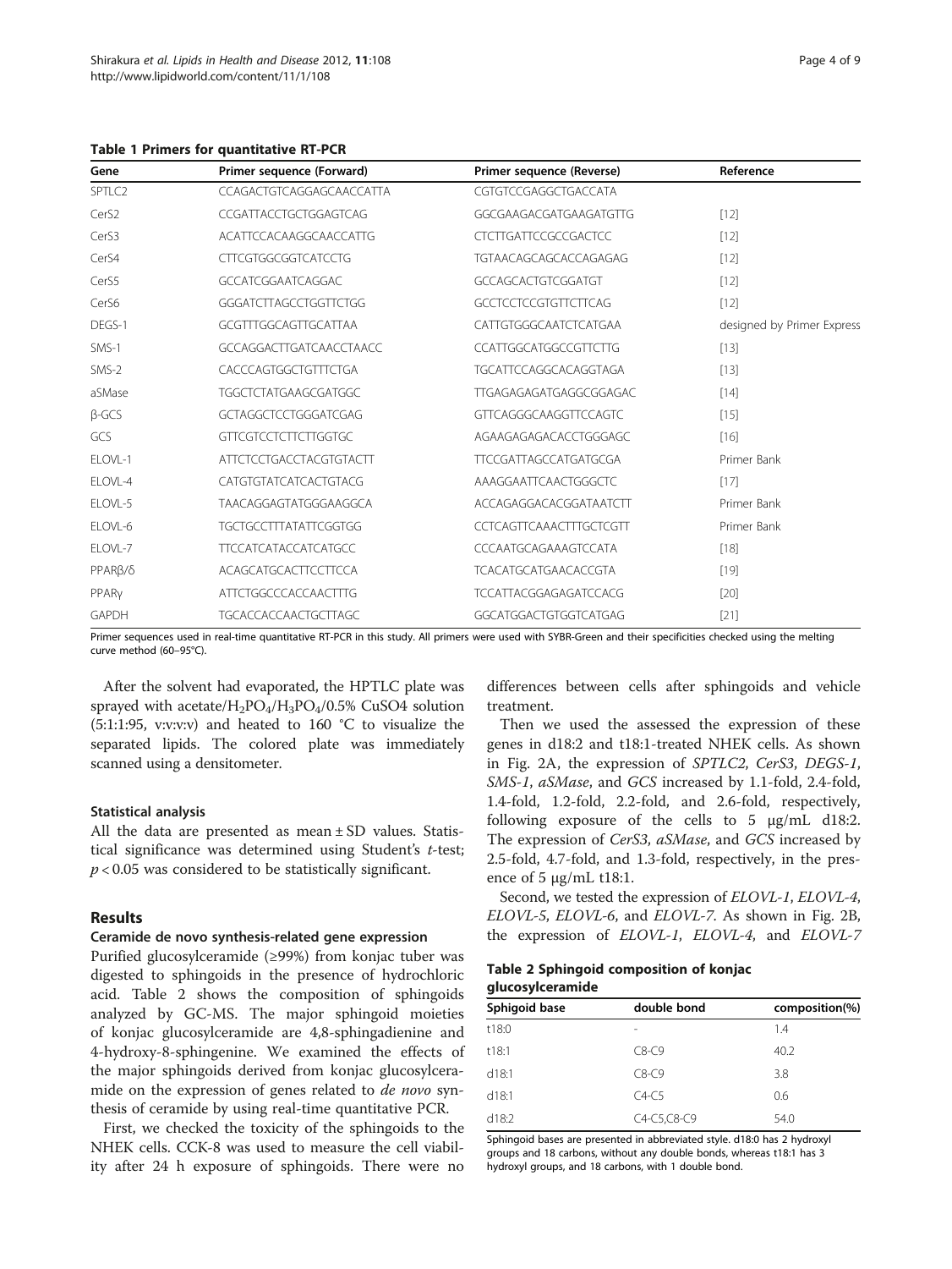**Table 1 Primers for quantitative RT-PCR**

| Gene | Primer sequence (Forward) | Primer sequence (Reverse) | Reference |
| --- | --- | --- | --- |
| SPTLC2 | CCAGACTGTCAGGAGCAACCATTA | CGTGTCCGAGGCTGACCATA | |
| CerS2 | CCGATTACCTGCTGGAGTCAG | GGCGAAGACGATGAAGATGTTG | [12] |
| CerS3 | ACATTCCACAAGGCAACCATTG | CTCTTGATTCCGCCGACTCC | [12] |
| CerS4 | CTTCGTGGCGGTCATCCTG | TGTAACAGCAGCACCAGAGAG | [12] |
| CerS5 | GCCATCGGAATCAGGAC | GCCAGCACTGTCGGATGT | [12] |
| CerS6 | GGGATCTTAGCCTGGTTCTGG | GCCTCCTCCGTGTTCTTCAG | [12] |
| DEGS-1 | GCGTTTGGCAGTTGCATTAA | CATTGTGGGCAATCTCATGAA | designed by Primer Express |
| SMS-1 | GCCAGGACTTGATCAACCTAACC | CCATTGGCATGGCCGTTCTTG | [13] |
| SMS-2 | CACCCAGTGGCTGTTTCTGA | TGCATTCCAGGCACAGGTAGA | [13] |
| aSMase | TGGCTCTATGAAGCGATGGC | TTGAGAGAGATGAGGCGGAGAC | [14] |
| β-GCS | GCTAGGCTCCTGGGATCGAG | GTTCAGGGCAAGGTTCCAGTC | [15] |
| GCS | GTTCGTCCTCTTCTTGGTGC | AGAAGAGAGACACCTGGGAGC | [16] |
| ELOVL-1 | ATTCTCCTGACCTACGTGTACTT | TTCCGATTAGCCATGATGCGA | Primer Bank |
| ELOVL-4 | CATGTGTATCATCACTGTACG | AAAGGAATTCAACTGGGCTC | [17] |
| ELOVL-5 | TAACAGGAGTATGGGAAGGCA | ACCAGAGGACACGGATAATCTT | Primer Bank |
| ELOVL-6 | TGCTGCCTTTATATTCGGTGG | CCTCAGTTCAAACTTTGCTCGTT | Primer Bank |
| ELOVL-7 | TTCCATCATACCATCATGCC | CCCAATGCAGAAAGTCCATA | [18] |
| PPARβ/δ | ACAGCATGCACTTCCTTCCA | TCACATGCATGAACACCGTA | [19] |
| PPARγ | ATTCTGGCCCACCAACTTTG | TCCATTACGGAGAGATCCACG | [20] |
| GAPDH | TGCACCACCAACTGCTTAGC | GGCATGGACTGTGGTCATGAG | [21] |

Primer sequences used in real-time quantitative RT-PCR in this study. All primers were used with SYBR-Green and their specificities checked using the melting curve method (60–95°C).

After the solvent had evaporated, the HPTLC plate was sprayed with acetate/$H_2PO_4$/$H_3PO_4$/0.5% $CuSO_4$ solution (5:1:1:95, v:v:v:v) and heated to 160 °C to visualize the separated lipids. The colored plate was immediately scanned using a densitometer.

### Statistical analysis

All the data are presented as mean ± SD values. Statistical significance was determined using Student's *t*-test; $p < 0.05$ was considered to be statistically significant.

## Results

### Ceramide de novo synthesis-related gene expression

Purified glucosylceramide (≥99%) from konjac tuber was digested to sphingoids in the presence of hydrochloric acid. Table 2 shows the composition of sphingoids analyzed by GC-MS. The major sphingoid moieties of konjac glucosylceramide are 4,8-sphingadienine and 4-hydroxy-8-sphingenine. We examined the effects of the major sphingoids derived from konjac glucosylceramide on the expression of genes related to *de novo* synthesis of ceramide by using real-time quantitative PCR.

First, we checked the toxicity of the sphingoids to the NHEK cells. CCK-8 was used to measure the cell viability after 24 h exposure of sphingoids. There were no differences between cells after sphingoids and vehicle treatment.

Then we used the assessed the expression of these genes in d18:2 and t18:1-treated NHEK cells. As shown in Fig. 2A, the expression of *SPTLC2*, *CerS3*, *DEGS-1*, *SMS-1*, *aSMase*, and *GCS* increased by 1.1-fold, 2.4-fold, 1.4-fold, 1.2-fold, 2.2-fold, and 2.6-fold, respectively, following exposure of the cells to 5 μg/mL d18:2. The expression of *CerS3*, *aSMase*, and *GCS* increased by 2.5-fold, 4.7-fold, and 1.3-fold, respectively, in the presence of 5 μg/mL t18:1.

Second, we tested the expression of *ELOVL-1*, *ELOVL-4*, *ELOVL-5*, *ELOVL-6*, and *ELOVL-7*. As shown in Fig. 2B, the expression of *ELOVL-1*, *ELOVL-4*, and *ELOVL-7*

**Table 2 Sphingoid composition of konjac glucosylceramide**

| Sphigoid base | double bond | composition(%) |
| --- | --- | --- |
| t18:0 | - | 1.4 |
| t18:1 | C8-C9 | 40.2 |
| d18:1 | C8-C9 | 3.8 |
| d18:1 | C4-C5 | 0.6 |
| d18:2 | C4-C5,C8-C9 | 54.0 |

Sphingoid bases are presented in abbreviated style. d18:0 has 2 hydroxyl groups and 18 carbons, without any double bonds, whereas t18:1 has 3 hydroxyl groups, and 18 carbons, with 1 double bond.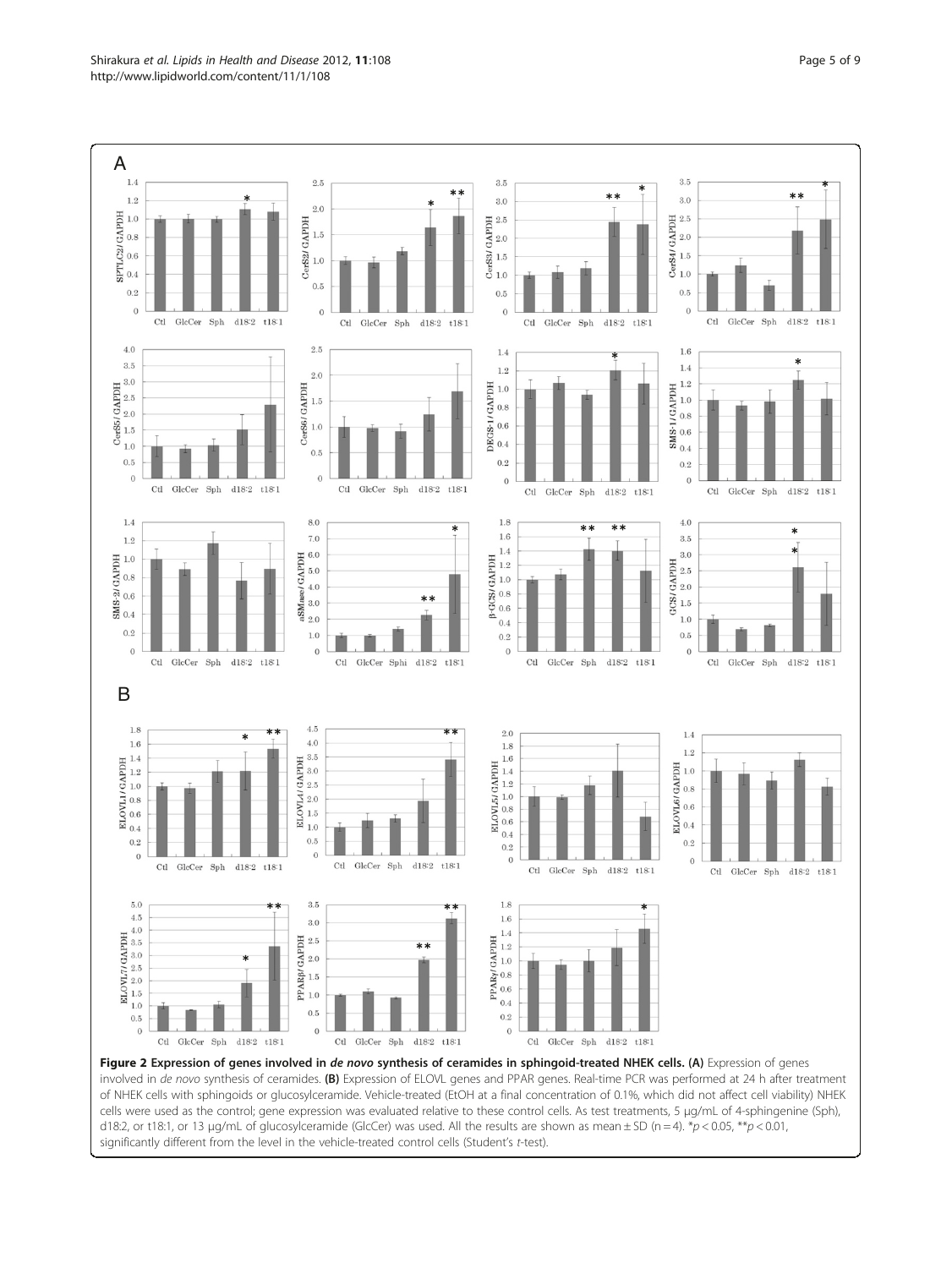**Figure 2 Expression of genes involved in *de novo* synthesis of ceramides in sphingoid-treated NHEK cells. (A)** Expression of genes involved in *de novo* synthesis of ceramides. **(B)** Expression of ELOVL genes and PPAR genes. Real-time PCR was performed at 24 h after treatment of NHEK cells with sphingoids or glucosylceramide. Vehicle-treated (EtOH at a final concentration of 0.1%, which did not affect cell viability) NHEK cells were used as the control; gene expression was evaluated relative to these control cells. As test treatments, 5 μg/mL of 4-sphingenine (Sph), d18:2, or t18:1, or 13 μg/mL of glucosylceramide (GlcCer) was used. All the results are shown as mean ± SD (n = 4). $^{*}p < 0.05$, $^{**}p < 0.01$, significantly different from the level in the vehicle-treated control cells (Student's *t*-test).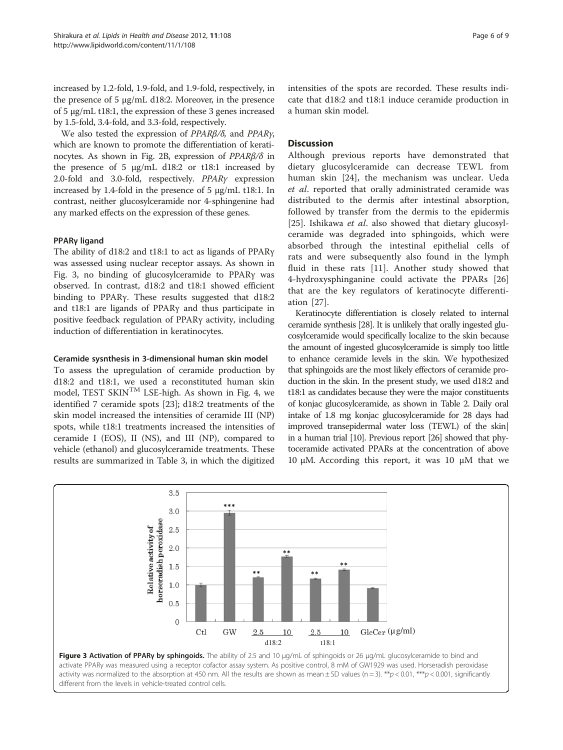increased by 1.2-fold, 1.9-fold, and 1.9-fold, respectively, in the presence of 5 μg/mL d18:2. Moreover, in the presence of 5 μg/mL t18:1, the expression of these 3 genes increased by 1.5-fold, 3.4-fold, and 3.3-fold, respectively.

We also tested the expression of *PPARβ/δ*, and *PPARγ*, which are known to promote the differentiation of keratinocytes. As shown in Fig. 2B, expression of *PPARβ/δ* in the presence of 5 μg/mL d18:2 or t18:1 increased by 2.0-fold and 3.0-fold, respectively. *PPARγ* expression increased by 1.4-fold in the presence of 5 μg/mL t18:1. In contrast, neither glucosylceramide nor 4-sphingenine had any marked effects on the expression of these genes.

### PPARγ ligand

The ability of d18:2 and t18:1 to act as ligands of PPARγ was assessed using nuclear receptor assays. As shown in Fig. 3, no binding of glucosylceramide to PPARγ was observed. In contrast, d18:2 and t18:1 showed efficient binding to PPARγ. These results suggested that d18:2 and t18:1 are ligands of PPARγ and thus participate in positive feedback regulation of PPARγ activity, including induction of differentiation in keratinocytes.

### Ceramide sysnthesis in 3-dimensional human skin model

To assess the upregulation of ceramide production by d18:2 and t18:1, we used a reconstituted human skin model, TEST SKIN$^{TM}$ LSE-high. As shown in Fig. 4, we identified 7 ceramide spots [23]; d18:2 treatments of the skin model increased the intensities of ceramide III (NP) spots, while t18:1 treatments increased the intensities of ceramide I (EOS), II (NS), and III (NP), compared to vehicle (ethanol) and glucosylceramide treatments. These results are summarized in Table 3, in which the digitized intensities of the spots are recorded. These results indicate that d18:2 and t18:1 induce ceramide production in a human skin model.

## Discussion

Although previous reports have demonstrated that dietary glucosylceramide can decrease TEWL from human skin [24], the mechanism was unclear. Ueda *et al*. reported that orally administrated ceramide was distributed to the dermis after intestinal absorption, followed by transfer from the dermis to the epidermis [25]. Ishikawa *et al*. also showed that dietary glucosylceramide was degraded into sphingoids, which were absorbed through the intestinal epithelial cells of rats and were subsequently also found in the lymph fluid in these rats [11]. Another study showed that 4-hydroxysphinganine could activate the PPARs [26] that are the key regulators of keratinocyte differentiation [27].

Keratinocyte differentiation is closely related to internal ceramide synthesis [28]. It is unlikely that orally ingested glucosylceramide would specifically localize to the skin because the amount of ingested glucosylceramide is simply too little to enhance ceramide levels in the skin. We hypothesized that sphingoids are the most likely effectors of ceramide production in the skin. In the present study, we used d18:2 and t18:1 as candidates because they were the major constituents of konjac glucosylceramide, as shown in Table 2. Daily oral intake of 1.8 mg konjac glucosylceramide for 28 days had improved transepidermal water loss (TEWL) of the skin| in a human trial [10]. Previous report [26] showed that phytoceramide activated PPARs at the concentration of above 10 μM. According this report, it was 10 μM that we

**Figure 3 Activation of PPARγ by sphingoids.** The ability of 2.5 and 10 μg/mL of sphingoids or 26 μg/mL glucosylceramide to bind and activate PPARγ was measured using a receptor cofactor assay system. As positive control, 8 mM of GW1929 was used. Horseradish peroxidase activity was normalized to the absorption at 450 nm. All the results are shown as mean ± SD values (n = 3). ** $p < 0.01$, *** $p < 0.001$, significantly different from the levels in vehicle-treated control cells.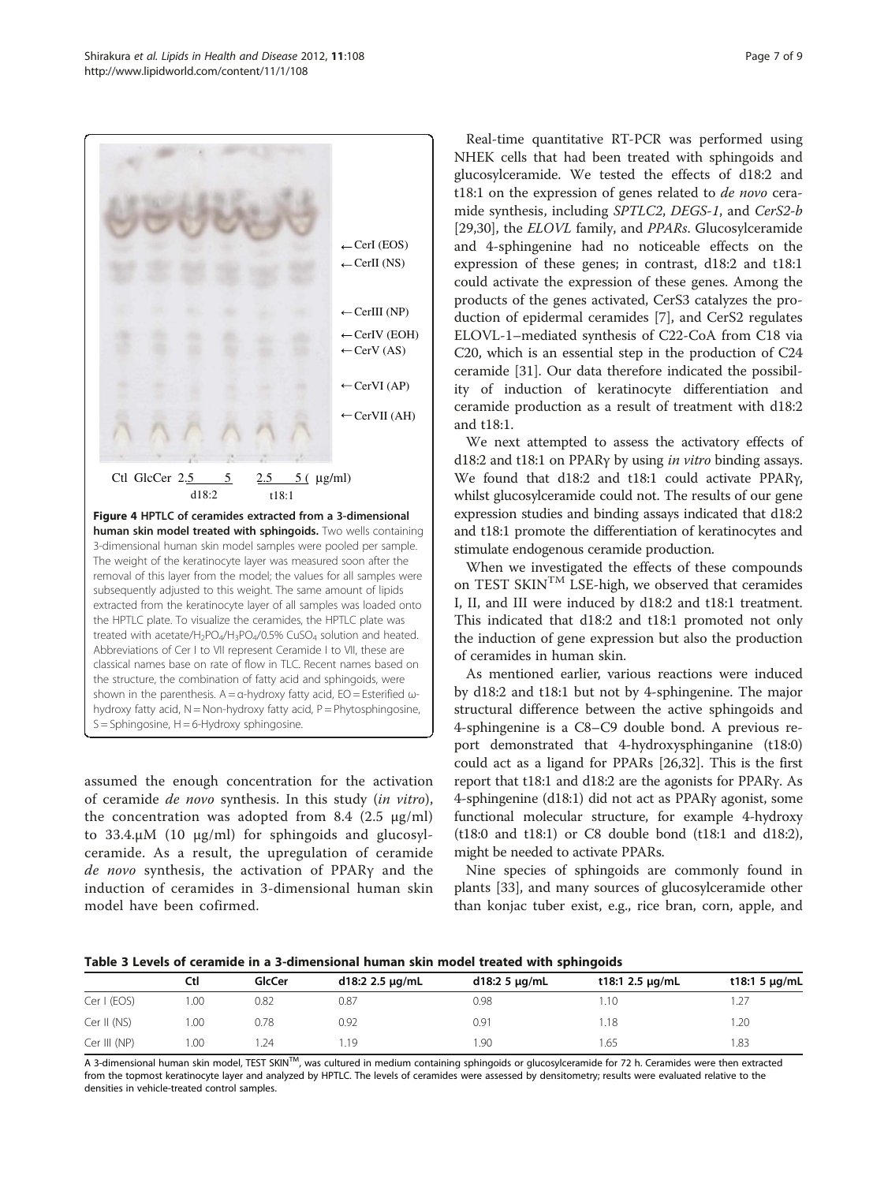Figure 4 HPTLC of ceramides extracted from a 3-dimensional human skin model treated with sphingoids. Two wells containing 3-dimensional human skin model samples were pooled per sample. The weight of the keratinocyte layer was measured soon after the removal of this layer from the model; the values for all samples were subsequently adjusted to this weight. The same amount of lipids extracted from the keratinocyte layer of all samples was loaded onto the HPTLC plate. To visualize the ceramides, the HPTLC plate was treated with acetate/$H_2PO_4$/$H_3PO_4$/0.5% $CuSO_4$ solution and heated. Abbreviations of Cer I to VII represent Ceramide I to VII, these are classical names base on rate of flow in TLC. Recent names based on the structure, the combination of fatty acid and sphingoids, were shown in the parenthesis. A = α-hydroxy fatty acid, EO = Esterified ω-hydroxy fatty acid, N = Non-hydroxy fatty acid, P = Phytosphingosine, S = Sphingosine, H = 6-Hydroxy sphingosine.

assumed the enough concentration for the activation of ceramide *de novo* synthesis. In this study (*in vitro*), the concentration was adopted from 8.4 (2.5 μg/ml) to 33.4.μM (10 μg/ml) for sphingoids and glucosylceramide. As a result, the upregulation of ceramide *de novo* synthesis, the activation of PPARγ and the induction of ceramides in 3-dimensional human skin model have been cofirmed.

Real-time quantitative RT-PCR was performed using NHEK cells that had been treated with sphingoids and glucosylceramide. We tested the effects of d18:2 and t18:1 on the expression of genes related to *de novo* ceramide synthesis, including *SPTLC2*, *DEGS-1*, and *CerS2-b* [29,30], the *ELOVL* family, and *PPARs*. Glucosylceramide and 4-sphingenine had no noticeable effects on the expression of these genes; in contrast, d18:2 and t18:1 could activate the expression of these genes. Among the products of the genes activated, CerS3 catalyzes the production of epidermal ceramides [7], and CerS2 regulates ELOVL-1–mediated synthesis of C22-CoA from C18 via C20, which is an essential step in the production of C24 ceramide [31]. Our data therefore indicated the possibility of induction of keratinocyte differentiation and ceramide production as a result of treatment with d18:2 and t18:1.

We next attempted to assess the activatory effects of d18:2 and t18:1 on PPARγ by using *in vitro* binding assays. We found that d18:2 and t18:1 could activate PPARγ, whilst glucosylceramide could not. The results of our gene expression studies and binding assays indicated that d18:2 and t18:1 promote the differentiation of keratinocytes and stimulate endogenous ceramide production.

When we investigated the effects of these compounds on TEST SKIN[TM] LSE-high, we observed that ceramides I, II, and III were induced by d18:2 and t18:1 treatment. This indicated that d18:2 and t18:1 promoted not only the induction of gene expression but also the production of ceramides in human skin.

As mentioned earlier, various reactions were induced by d18:2 and t18:1 but not by 4-sphingenine. The major structural difference between the active sphingoids and 4-sphingenine is a C8–C9 double bond. A previous report demonstrated that 4-hydroxysphinganine (t18:0) could act as a ligand for PPARs [26,32]. This is the first report that t18:1 and d18:2 are the agonists for PPARγ. As 4-sphingenine (d18:1) did not act as PPARγ agonist, some functional molecular structure, for example 4-hydroxy (t18:0 and t18:1) or C8 double bond (t18:1 and d18:2), might be needed to activate PPARs.

Nine species of sphingoids are commonly found in plants [33], and many sources of glucosylceramide other than konjac tuber exist, e.g., rice bran, corn, apple, and

**Table 3 Levels of ceramide in a 3-dimensional human skin model treated with sphingoids**

| | Ctl | GlcCer | d18:2 2.5 μg/mL | d18:2 5 μg/mL | t18:1 2.5 μg/mL | t18:1 5 μg/mL |
|---|---|---|---|---|---|---|
| Cer I (EOS) | 1.00 | 0.82 | 0.87 | 0.98 | 1.10 | 1.27 |
| Cer II (NS) | 1.00 | 0.78 | 0.92 | 0.91 | 1.18 | 1.20 |
| Cer III (NP) | 1.00 | 1.24 | 1.19 | 1.90 | 1.65 | 1.83 |

A 3-dimensional human skin model, TEST SKIN[TM], was cultured in medium containing sphingoids or glucosylceramide for 72 h. Ceramides were then extracted from the topmost keratinocyte layer and analyzed by HPTLC. The levels of ceramides were assessed by densitometry; results were evaluated relative to the densities in vehicle-treated control samples.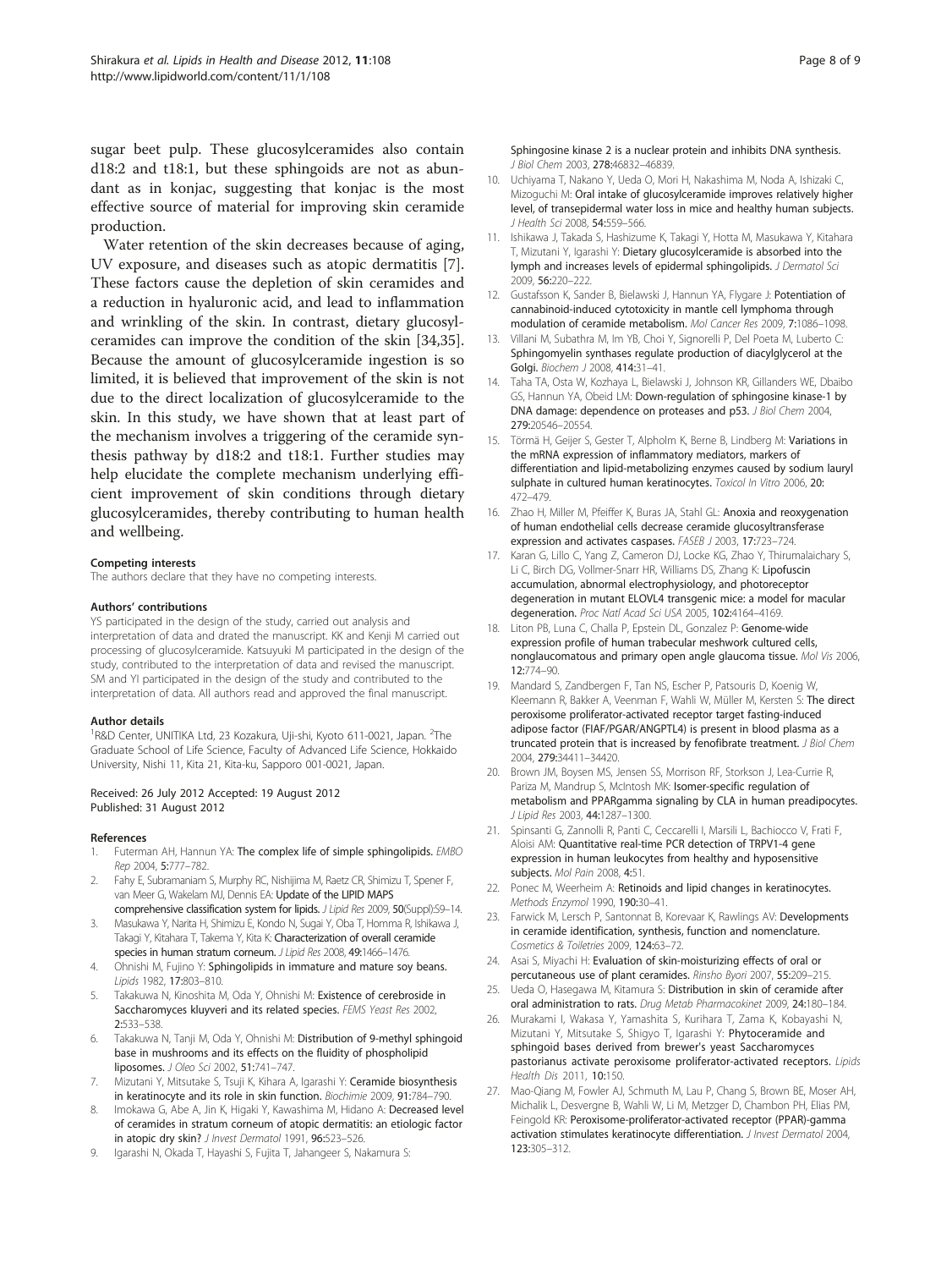sugar beet pulp. These glucosylceramides also contain d18:2 and t18:1, but these sphingoids are not as abundant as in konjac, suggesting that konjac is the most effective source of material for improving skin ceramide production.

Water retention of the skin decreases because of aging, UV exposure, and diseases such as atopic dermatitis [7]. These factors cause the depletion of skin ceramides and a reduction in hyaluronic acid, and lead to inflammation and wrinkling of the skin. In contrast, dietary glucosylceramides can improve the condition of the skin [34,35]. Because the amount of glucosylceramide ingestion is so limited, it is believed that improvement of the skin is not due to the direct localization of glucosylceramide to the skin. In this study, we have shown that at least part of the mechanism involves a triggering of the ceramide synthesis pathway by d18:2 and t18:1. Further studies may help elucidate the complete mechanism underlying efficient improvement of skin conditions through dietary glucosylceramides, thereby contributing to human health and wellbeing.

#### Competing interests

The authors declare that they have no competing interests.

#### Authors' contributions

YS participated in the design of the study, carried out analysis and interpretation of data and drated the manuscript. KK and Kenji M carried out processing of glucosylceramide. Katsuyuki M participated in the design of the study, contributed to the interpretation of data and revised the manuscript. SM and YI participated in the design of the study and contributed to the interpretation of data. All authors read and approved the final manuscript.

#### Author details

[1]R&D Center, UNITIKA Ltd, 23 Kozakura, Uji-shi, Kyoto 611-0021, Japan. [2]The Graduate School of Life Science, Faculty of Advanced Life Science, Hokkaido University, Nishi 11, Kita 21, Kita-ku, Sapporo 001-0021, Japan.

Received: 26 July 2012 Accepted: 19 August 2012
Published: 31 August 2012

#### References

1. Futerman AH, Hannun YA: **The complex life of simple sphingolipids.** *EMBO Rep* 2004, **5:**777–782.
2. Fahy E, Subramaniam S, Murphy RC, Nishijima M, Raetz CR, Shimizu T, Spener F, van Meer G, Wakelam MJ, Dennis EA: **Update of the LIPID MAPS comprehensive classification system for lipids.** *J Lipid Res* 2009, **50**(Suppl):S9–14.
3. Masukawa Y, Narita H, Shimizu E, Kondo N, Sugai Y, Oba T, Homma R, Ishikawa J, Takagi Y, Kitahara T, Takema Y, Kita K: **Characterization of overall ceramide species in human stratum corneum.** *J Lipid Res* 2008, **49:**1466–1476.
4. Ohnishi M, Fujino Y: **Sphingolipids in immature and mature soy beans.** *Lipids* 1982, **17:**803–810.
5. Takakuwa N, Kinoshita M, Oda Y, Ohnishi M: **Existence of cerebroside in Saccharomyces kluyveri and its related species.** *FEMS Yeast Res* 2002, **2:**533–538.
6. Takakuwa N, Tanji M, Oda Y, Ohnishi M: **Distribution of 9-methyl sphingoid base in mushrooms and its effects on the fluidity of phospholipid liposomes.** *J Oleo Sci* 2002, **51:**741–747.
7. Mizutani Y, Mitsutake S, Tsuji K, Kihara A, Igarashi Y: **Ceramide biosynthesis in keratinocyte and its role in skin function.** *Biochimie* 2009, **91:**784–790.
8. Imokawa G, Abe A, Jin K, Higaki Y, Kawashima M, Hidano A: **Decreased level of ceramides in stratum corneum of atopic dermatitis: an etiologic factor in atopic dry skin?** *J Invest Dermatol* 1991, **96:**523–526.
9. Igarashi N, Okada T, Hayashi S, Fujita T, Jahangeer S, Nakamura S: **Sphingosine kinase 2 is a nuclear protein and inhibits DNA synthesis.** *J Biol Chem* 2003, **278:**46832–46839.
10. Uchiyama T, Nakano Y, Ueda O, Mori H, Nakashima M, Noda A, Ishizaki C, Mizoguchi M: **Oral intake of glucosylceramide improves relatively higher level, of transepidermal water loss in mice and healthy human subjects.** *J Health Sci* 2008, **54:**559–566.
11. Ishikawa J, Takada S, Hashizume K, Takagi Y, Hotta M, Masukawa Y, Kitahara T, Mizutani Y, Igarashi Y: **Dietary glucosylceramide is absorbed into the lymph and increases levels of epidermal sphingolipids.** *J Dermatol Sci* 2009, **56:**220–222.
12. Gustafsson K, Sander B, Bielawski J, Hannun YA, Flygare J: **Potentiation of cannabinoid-induced cytotoxicity in mantle cell lymphoma through modulation of ceramide metabolism.** *Mol Cancer Res* 2009, **7:**1086–1098.
13. Villani M, Subathra M, Im YB, Choi Y, Signorelli P, Del Poeta M, Luberto C: **Sphingomyelin synthases regulate production of diacylglycerol at the Golgi.** *Biochem J* 2008, **414:**31–41.
14. Taha TA, Osta W, Kozhaya L, Bielawski J, Johnson KR, Gillanders WE, Dbaibo GS, Hannun YA, Obeid LM: **Down-regulation of sphingosine kinase-1 by DNA damage: dependence on proteases and p53.** *J Biol Chem* 2004, **279:**20546–20554.
15. Törmä H, Geijer S, Gester T, Alpholm K, Berne B, Lindberg M: **Variations in the mRNA expression of inflammatory mediators, markers of differentiation and lipid-metabolizing enzymes caused by sodium lauryl sulphate in cultured human keratinocytes.** *Toxicol In Vitro* 2006, **20:** 472–479.
16. Zhao H, Miller M, Pfeiffer K, Buras JA, Stahl GL: **Anoxia and reoxygenation of human endothelial cells decrease ceramide glucosyltransferase expression and activates caspases.** *FASEB J* 2003, **17:**723–724.
17. Karan G, Lillo C, Yang Z, Cameron DJ, Locke KG, Zhao Y, Thirumalaichary S, Li C, Birch DG, Vollmer-Snarr HR, Williams DS, Zhang K: **Lipofuscin accumulation, abnormal electrophysiology, and photoreceptor degeneration in mutant ELOVL4 transgenic mice: a model for macular degeneration.** *Proc Natl Acad Sci USA* 2005, **102:**4164–4169.
18. Liton PB, Luna C, Challa P, Epstein DL, Gonzalez P: **Genome-wide expression profile of human trabecular meshwork cultured cells, nonglaucomatous and primary open angle glaucoma tissue.** *Mol Vis* 2006, **12:**774–90.
19. Mandard S, Zandbergen F, Tan NS, Escher P, Patsouris D, Koenig W, Kleemann R, Bakker A, Veenman F, Wahli W, Müller M, Kersten S: **The direct peroxisome proliferator-activated receptor target fasting-induced adipose factor (FIAF/PGAR/ANGPTL4) is present in blood plasma as a truncated protein that is increased by fenofibrate treatment.** *J Biol Chem* 2004, **279:**34411–34420.
20. Brown JM, Boysen MS, Jensen SS, Morrison RF, Storkson J, Lea-Currie R, Pariza M, Mandrup S, McIntosh MK: **Isomer-specific regulation of metabolism and PPARgamma signaling by CLA in human preadipocytes.** *J Lipid Res* 2003, **44:**1287–1300.
21. Spinsanti G, Zannolli R, Panti C, Ceccarelli I, Marsili L, Bachiocco V, Frati F, Aloisi AM: **Quantitative real-time PCR detection of TRPV1-4 gene expression in human leukocytes from healthy and hyposensitive subjects.** *Mol Pain* 2008, **4:**51.
22. Ponec M, Weerheim A: **Retinoids and lipid changes in keratinocytes.** *Methods Enzymol* 1990, **190:**30–41.
23. Farwick M, Lersch P, Santonnat B, Korevaar K, Rawlings AV: **Developments in ceramide identification, synthesis, function and nomenclature.** *Cosmetics & Toiletries* 2009, **124:**63–72.
24. Asai S, Miyachi H: **Evaluation of skin-moisturizing effects of oral or percutaneous use of plant ceramides.** *Rinsho Byori* 2007, **55:**209–215.
25. Ueda O, Hasegawa M, Kitamura S: **Distribution in skin of ceramide after oral administration to rats.** *Drug Metab Pharmacokinet* 2009, **24:**180–184.
26. Murakami I, Wakasa Y, Yamashita S, Kurihara T, Zama K, Kobayashi N, Mizutani Y, Mitsutake S, Shigyo T, Igarashi Y: **Phytoceramide and sphingoid bases derived from brewer's yeast Saccharomyces pastorianus activate peroxisome proliferator-activated receptors.** *Lipids Health Dis* 2011, **10:**150.
27. Mao-Qiang M, Fowler AJ, Schmuth M, Lau P, Chang S, Brown BE, Moser AH, Michalik L, Desvergne B, Wahli W, Li M, Metzger D, Chambon PH, Elias PM, Feingold KR: **Peroxisome-proliferator-activated receptor (PPAR)-gamma activation stimulates keratinocyte differentiation.** *J Invest Dermatol* 2004, **123:**305–312.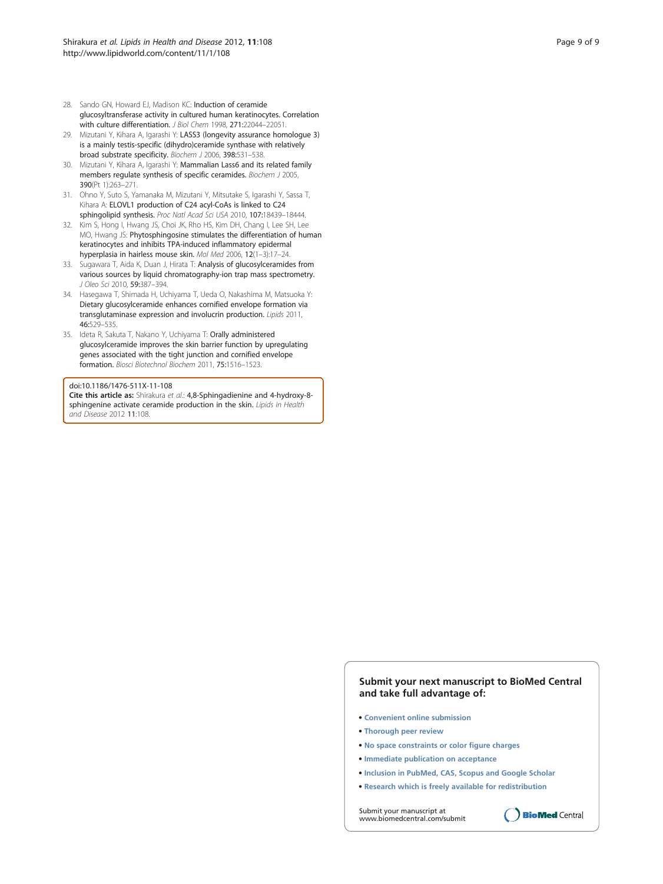28. Sando GN, Howard EJ, Madison KC: **Induction of ceramide glucosyltransferase activity in cultured human keratinocytes. Correlation with culture differentiation.** *J Biol Chem* 1998, **271:**22044–22051.
29. Mizutani Y, Kihara A, Igarashi Y: **LASS3 (longevity assurance homologue 3) is a mainly testis-specific (dihydro)ceramide synthase with relatively broad substrate specificity.** *Biochem J* 2006, **398:**531–538.
30. Mizutani Y, Kihara A, Igarashi Y: **Mammalian Lass6 and its related family members regulate synthesis of specific ceramides.** *Biochem J* 2005, **390**(Pt 1):263–271.
31. Ohno Y, Suto S, Yamanaka M, Mizutani Y, Mitsutake S, Igarashi Y, Sassa T, Kihara A: **ELOVL1 production of C24 acyl-CoAs is linked to C24 sphingolipid synthesis.** *Proc Natl Acad Sci USA* 2010, **107:**18439–18444.
32. Kim S, Hong I, Hwang JS, Choi JK, Rho HS, Kim DH, Chang I, Lee SH, Lee MO, Hwang JS: **Phytosphingosine stimulates the differentiation of human keratinocytes and inhibits TPA-induced inflammatory epidermal hyperplasia in hairless mouse skin.** *Mol Med* 2006, **12**(1–3):17–24.
33. Sugawara T, Aida K, Duan J, Hirata T: **Analysis of glucosylceramides from various sources by liquid chromatography-ion trap mass spectrometry.** *J Oleo Sci* 2010, **59:**387–394.
34. Hasegawa T, Shimada H, Uchiyama T, Ueda O, Nakashima M, Matsuoka Y: **Dietary glucosylceramide enhances cornified envelope formation via transglutaminase expression and involucrin production.** *Lipids* 2011, **46:**529–535.
35. Ideta R, Sakuta T, Nakano Y, Uchiyama T: **Orally administered glucosylceramide improves the skin barrier function by upregulating genes associated with the tight junction and cornified envelope formation.** *Biosci Biotechnol Biochem* 2011, **75:**1516–1523.

doi:10.1186/1476-511X-11-108
**Cite this article as:** Shirakura *et al.*: **4,8-Sphingadienine and 4-hydroxy-8-sphingenine activate ceramide production in the skin.** *Lipids in Health and Disease* 2012 **11**:108.

**Submit your next manuscript to BioMed Central and take full advantage of:**

- **Convenient online submission**
- **Thorough peer review**
- **No space constraints or color figure charges**
- **Immediate publication on acceptance**
- **Inclusion in PubMed, CAS, Scopus and Google Scholar**
- **Research which is freely available for redistribution**

Submit your manuscript at
www.biomedcentral.com/submit

BioMed Central